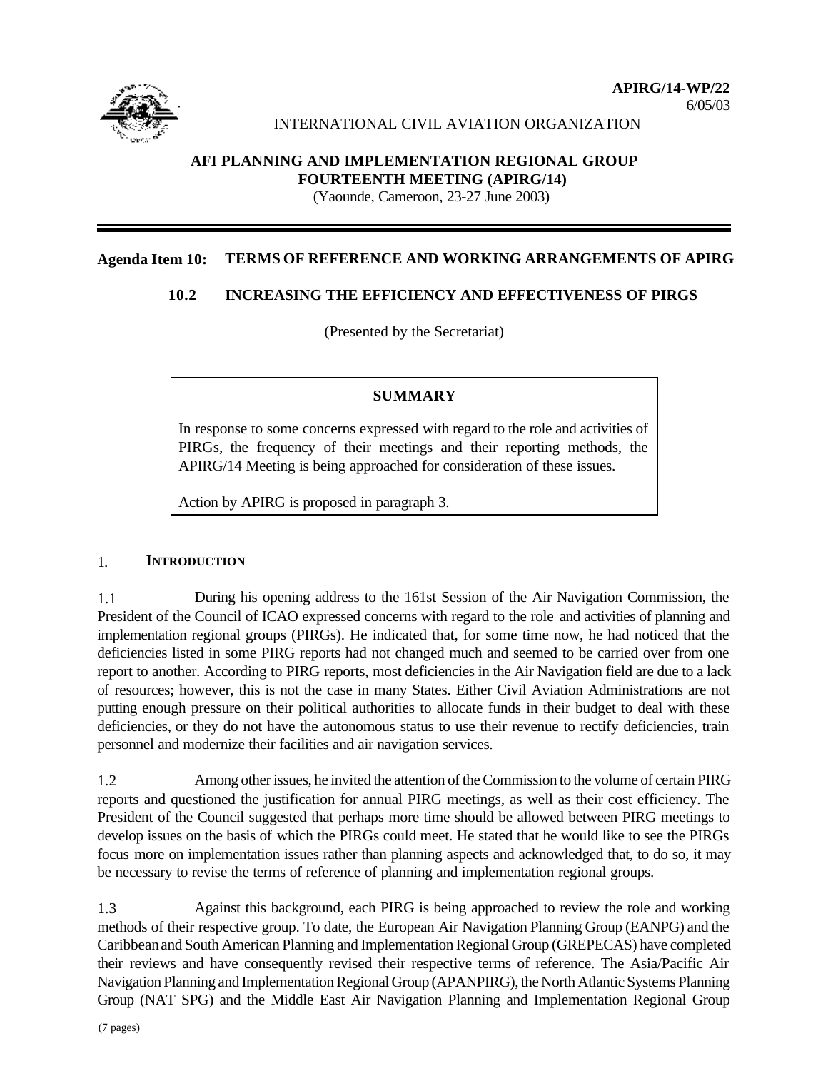**APIRG/14-WP/22**
6/05/03

INTERNATIONAL CIVIL AVIATION ORGANIZATION

**AFI PLANNING AND IMPLEMENTATION REGIONAL GROUP**
**FOURTEENTH MEETING (APIRG/14)**
(Yaounde, Cameroon, 23-27 June 2003)

---

**Agenda Item 10: TERMS OF REFERENCE AND WORKING ARRANGEMENTS OF APIRG**

**10.2 INCREASING THE EFFICIENCY AND EFFECTIVENESS OF PIRGS**

(Presented by the Secretariat)

> **SUMMARY**
>
> In response to some concerns expressed with regard to the role and activities of PIRGs, the frequency of their meetings and their reporting methods, the APIRG/14 Meeting is being approached for consideration of these issues.
>
> Action by APIRG is proposed in paragraph 3.

## 1. INTRODUCTION

1.1 During his opening address to the 161st Session of the Air Navigation Commission, the President of the Council of ICAO expressed concerns with regard to the role and activities of planning and implementation regional groups (PIRGs). He indicated that, for some time now, he had noticed that the deficiencies listed in some PIRG reports had not changed much and seemed to be carried over from one report to another. According to PIRG reports, most deficiencies in the Air Navigation field are due to a lack of resources; however, this is not the case in many States. Either Civil Aviation Administrations are not putting enough pressure on their political authorities to allocate funds in their budget to deal with these deficiencies, or they do not have the autonomous status to use their revenue to rectify deficiencies, train personnel and modernize their facilities and air navigation services.

1.2 Among other issues, he invited the attention of the Commission to the volume of certain PIRG reports and questioned the justification for annual PIRG meetings, as well as their cost efficiency. The President of the Council suggested that perhaps more time should be allowed between PIRG meetings to develop issues on the basis of which the PIRGs could meet. He stated that he would like to see the PIRGs focus more on implementation issues rather than planning aspects and acknowledged that, to do so, it may be necessary to revise the terms of reference of planning and implementation regional groups.

1.3 Against this background, each PIRG is being approached to review the role and working methods of their respective group. To date, the European Air Navigation Planning Group (EANPG) and the Caribbean and South American Planning and Implementation Regional Group (GREPECAS) have completed their reviews and have consequently revised their respective terms of reference. The Asia/Pacific Air Navigation Planning and Implementation Regional Group (APANPIRG), the North Atlantic Systems Planning Group (NAT SPG) and the Middle East Air Navigation Planning and Implementation Regional Group

(7 pages)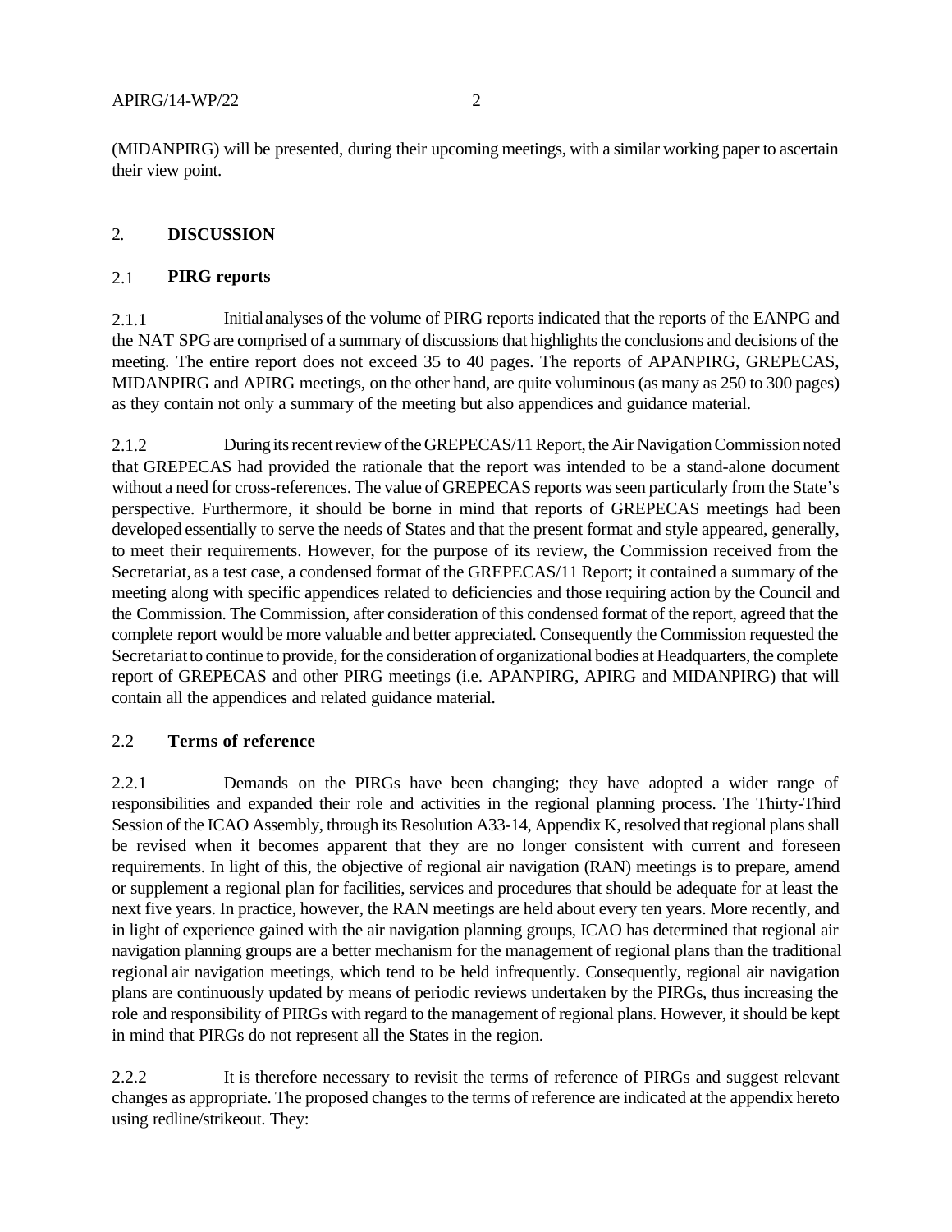(MIDANPIRG) will be presented, during their upcoming meetings, with a similar working paper to ascertain their view point.

## 2. DISCUSSION

### 2.1 PIRG reports

2.1.1 Initial analyses of the volume of PIRG reports indicated that the reports of the EANPG and the NAT SPG are comprised of a summary of discussions that highlights the conclusions and decisions of the meeting. The entire report does not exceed 35 to 40 pages. The reports of APANPIRG, GREPECAS, MIDANPIRG and APIRG meetings, on the other hand, are quite voluminous (as many as 250 to 300 pages) as they contain not only a summary of the meeting but also appendices and guidance material.

2.1.2 During its recent review of the GREPECAS/11 Report, the Air Navigation Commission noted that GREPECAS had provided the rationale that the report was intended to be a stand-alone document without a need for cross-references. The value of GREPECAS reports was seen particularly from the State's perspective. Furthermore, it should be borne in mind that reports of GREPECAS meetings had been developed essentially to serve the needs of States and that the present format and style appeared, generally, to meet their requirements. However, for the purpose of its review, the Commission received from the Secretariat, as a test case, a condensed format of the GREPECAS/11 Report; it contained a summary of the meeting along with specific appendices related to deficiencies and those requiring action by the Council and the Commission. The Commission, after consideration of this condensed format of the report, agreed that the complete report would be more valuable and better appreciated. Consequently the Commission requested the Secretariat to continue to provide, for the consideration of organizational bodies at Headquarters, the complete report of GREPECAS and other PIRG meetings (i.e. APANPIRG, APIRG and MIDANPIRG) that will contain all the appendices and related guidance material.

### 2.2 Terms of reference

2.2.1 Demands on the PIRGs have been changing; they have adopted a wider range of responsibilities and expanded their role and activities in the regional planning process. The Thirty-Third Session of the ICAO Assembly, through its Resolution A33-14, Appendix K, resolved that regional plans shall be revised when it becomes apparent that they are no longer consistent with current and foreseen requirements. In light of this, the objective of regional air navigation (RAN) meetings is to prepare, amend or supplement a regional plan for facilities, services and procedures that should be adequate for at least the next five years. In practice, however, the RAN meetings are held about every ten years. More recently, and in light of experience gained with the air navigation planning groups, ICAO has determined that regional air navigation planning groups are a better mechanism for the management of regional plans than the traditional regional air navigation meetings, which tend to be held infrequently. Consequently, regional air navigation plans are continuously updated by means of periodic reviews undertaken by the PIRGs, thus increasing the role and responsibility of PIRGs with regard to the management of regional plans. However, it should be kept in mind that PIRGs do not represent all the States in the region.

2.2.2 It is therefore necessary to revisit the terms of reference of PIRGs and suggest relevant changes as appropriate. The proposed changes to the terms of reference are indicated at the appendix hereto using redline/strikeout. They: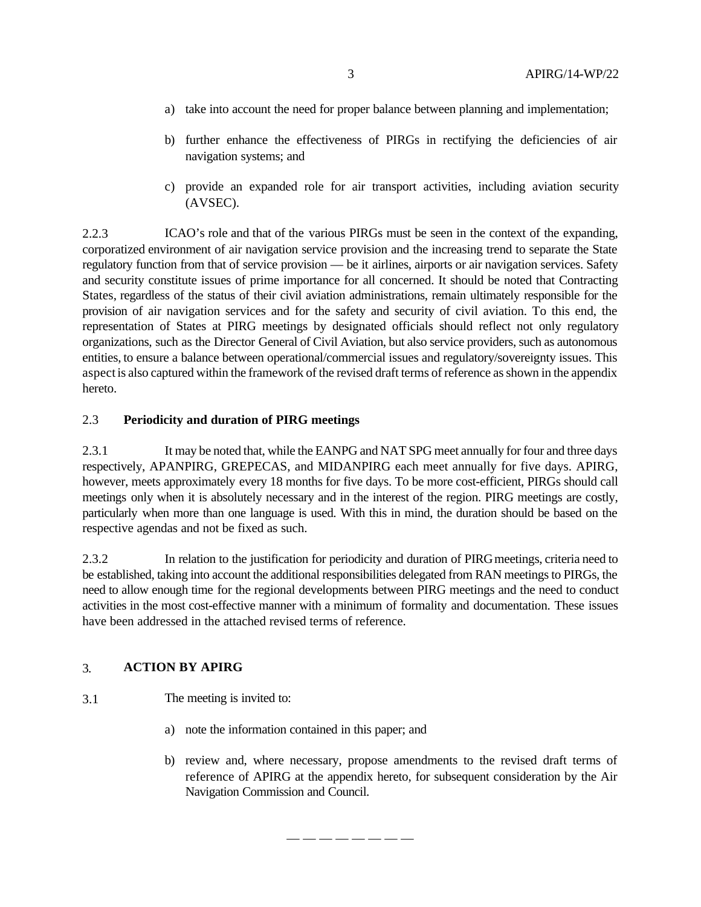a) take into account the need for proper balance between planning and implementation;

b) further enhance the effectiveness of PIRGs in rectifying the deficiencies of air navigation systems; and

c) provide an expanded role for air transport activities, including aviation security (AVSEC).

2.2.3 ICAO's role and that of the various PIRGs must be seen in the context of the expanding, corporatized environment of air navigation service provision and the increasing trend to separate the State regulatory function from that of service provision — be it airlines, airports or air navigation services. Safety and security constitute issues of prime importance for all concerned. It should be noted that Contracting States, regardless of the status of their civil aviation administrations, remain ultimately responsible for the provision of air navigation services and for the safety and security of civil aviation. To this end, the representation of States at PIRG meetings by designated officials should reflect not only regulatory organizations, such as the Director General of Civil Aviation, but also service providers, such as autonomous entities, to ensure a balance between operational/commercial issues and regulatory/sovereignty issues. This aspect is also captured within the framework of the revised draft terms of reference as shown in the appendix hereto.

### 2.3 Periodicity and duration of PIRG meetings

2.3.1 It may be noted that, while the EANPG and NAT SPG meet annually for four and three days respectively, APANPIRG, GREPECAS, and MIDANPIRG each meet annually for five days. APIRG, however, meets approximately every 18 months for five days. To be more cost-efficient, PIRGs should call meetings only when it is absolutely necessary and in the interest of the region. PIRG meetings are costly, particularly when more than one language is used. With this in mind, the duration should be based on the respective agendas and not be fixed as such.

2.3.2 In relation to the justification for periodicity and duration of PIRG meetings, criteria need to be established, taking into account the additional responsibilities delegated from RAN meetings to PIRGs, the need to allow enough time for the regional developments between PIRG meetings and the need to conduct activities in the most cost-effective manner with a minimum of formality and documentation. These issues have been addressed in the attached revised terms of reference.

## 3. ACTION BY APIRG

3.1 The meeting is invited to:

a) note the information contained in this paper; and

b) review and, where necessary, propose amendments to the revised draft terms of reference of APIRG at the appendix hereto, for subsequent consideration by the Air Navigation Commission and Council.

— — — — — — — —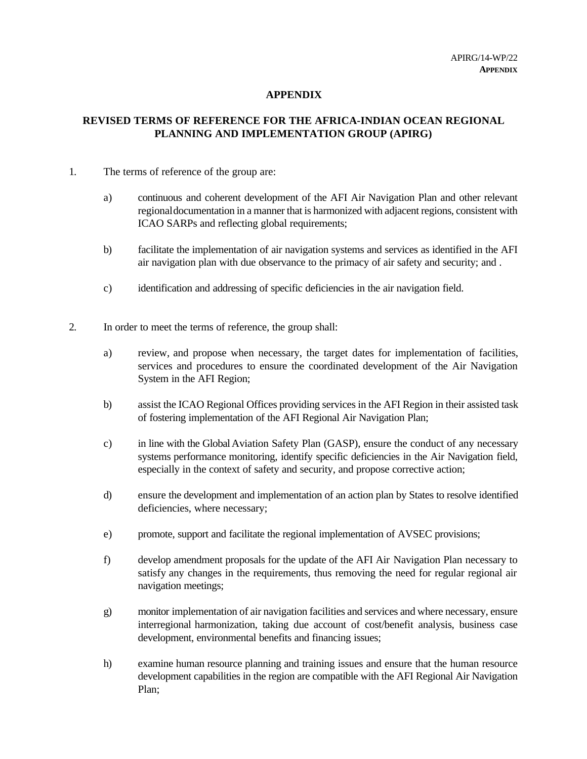## APPENDIX

## REVISED TERMS OF REFERENCE FOR THE AFRICA-INDIAN OCEAN REGIONAL PLANNING AND IMPLEMENTATION GROUP (APIRG)

1. The terms of reference of the group are:

   a) continuous and coherent development of the AFI Air Navigation Plan and other relevant regional documentation in a manner that is harmonized with adjacent regions, consistent with ICAO SARPs and reflecting global requirements;

   b) facilitate the implementation of air navigation systems and services as identified in the AFI air navigation plan with due observance to the primacy of air safety and security; and .

   c) identification and addressing of specific deficiencies in the air navigation field.

2. In order to meet the terms of reference, the group shall:

   a) review, and propose when necessary, the target dates for implementation of facilities, services and procedures to ensure the coordinated development of the Air Navigation System in the AFI Region;

   b) assist the ICAO Regional Offices providing services in the AFI Region in their assisted task of fostering implementation of the AFI Regional Air Navigation Plan;

   c) in line with the Global Aviation Safety Plan (GASP), ensure the conduct of any necessary systems performance monitoring, identify specific deficiencies in the Air Navigation field, especially in the context of safety and security, and propose corrective action;

   d) ensure the development and implementation of an action plan by States to resolve identified deficiencies, where necessary;

   e) promote, support and facilitate the regional implementation of AVSEC provisions;

   f) develop amendment proposals for the update of the AFI Air Navigation Plan necessary to satisfy any changes in the requirements, thus removing the need for regular regional air navigation meetings;

   g) monitor implementation of air navigation facilities and services and where necessary, ensure interregional harmonization, taking due account of cost/benefit analysis, business case development, environmental benefits and financing issues;

   h) examine human resource planning and training issues and ensure that the human resource development capabilities in the region are compatible with the AFI Regional Air Navigation Plan;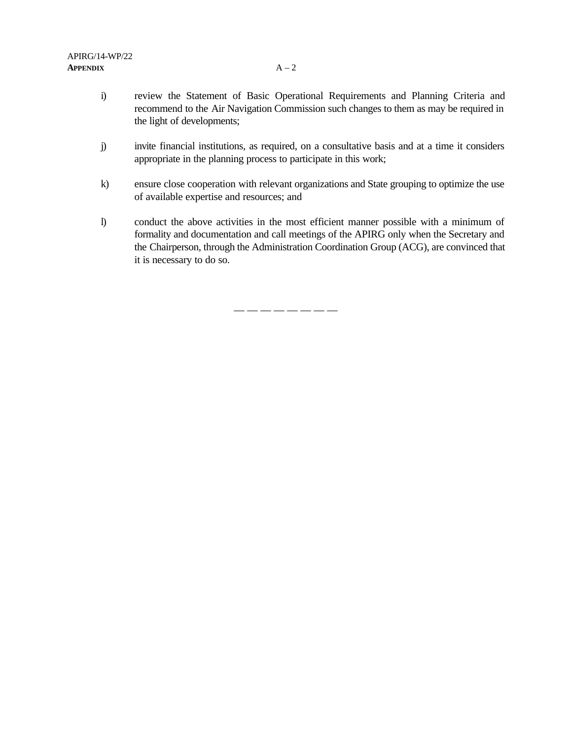i) review the Statement of Basic Operational Requirements and Planning Criteria and recommend to the Air Navigation Commission such changes to them as may be required in the light of developments;

j) invite financial institutions, as required, on a consultative basis and at a time it considers appropriate in the planning process to participate in this work;

k) ensure close cooperation with relevant organizations and State grouping to optimize the use of available expertise and resources; and

l) conduct the above activities in the most efficient manner possible with a minimum of formality and documentation and call meetings of the APIRG only when the Secretary and the Chairperson, through the Administration Coordination Group (ACG), are convinced that it is necessary to do so.

— — — — — — — —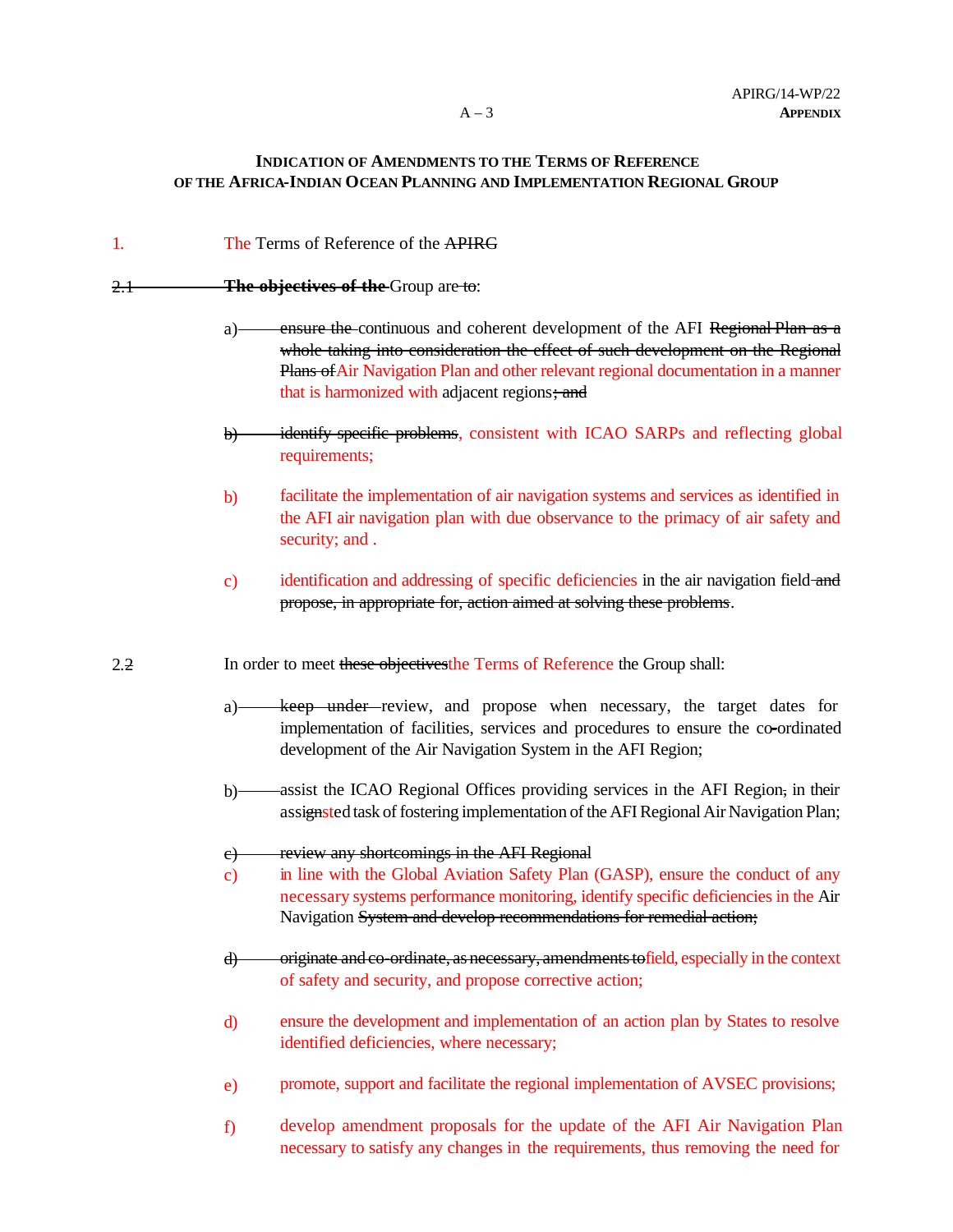**INDICATION OF AMENDMENTS TO THE TERMS OF REFERENCE OF THE AFRICA-INDIAN OCEAN PLANNING AND IMPLEMENTATION REGIONAL GROUP**

1. The Terms of Reference of the ~~APIRG~~

~~2.1~~ ~~**The objectives of the**~~ Group are ~~to~~:

a) ~~ensure the~~ continuous and coherent development of the AFI ~~Regional Plan as a whole taking into consideration the effect of such development on the Regional Plans of~~ Air Navigation Plan and other relevant regional documentation in a manner that is harmonized with adjacent regions~~; and~~

~~b) identify specific problems~~, consistent with ICAO SARPs and reflecting global requirements;

b) facilitate the implementation of air navigation systems and services as identified in the AFI air navigation plan with due observance to the primacy of air safety and security; and .

c) identification and addressing of specific deficiencies in the air navigation field ~~and propose, in appropriate for, action aimed at solving these problems~~.

2.~~2~~ In order to meet ~~these objectives~~ the Terms of Reference the Group shall:

a) ~~keep under~~ review, and propose when necessary, the target dates for implementation of facilities, services and procedures to ensure the co-ordinated development of the Air Navigation System in the AFI Region;

b) assist the ICAO Regional Offices providing services in the AFI Region~~,~~ in their assi~~gn~~sted task of fostering implementation of the AFI Regional Air Navigation Plan;

~~c) review any shortcomings in the AFI Regional~~

c) in line with the Global Aviation Safety Plan (GASP), ensure the conduct of any necessary systems performance monitoring, identify specific deficiencies in the Air Navigation ~~System and develop recommendations for remedial action;~~

~~d) originate and co-ordinate, as necessary, amendments to~~ field, especially in the context of safety and security, and propose corrective action;

d) ensure the development and implementation of an action plan by States to resolve identified deficiencies, where necessary;

e) promote, support and facilitate the regional implementation of AVSEC provisions;

f) develop amendment proposals for the update of the AFI Air Navigation Plan necessary to satisfy any changes in the requirements, thus removing the need for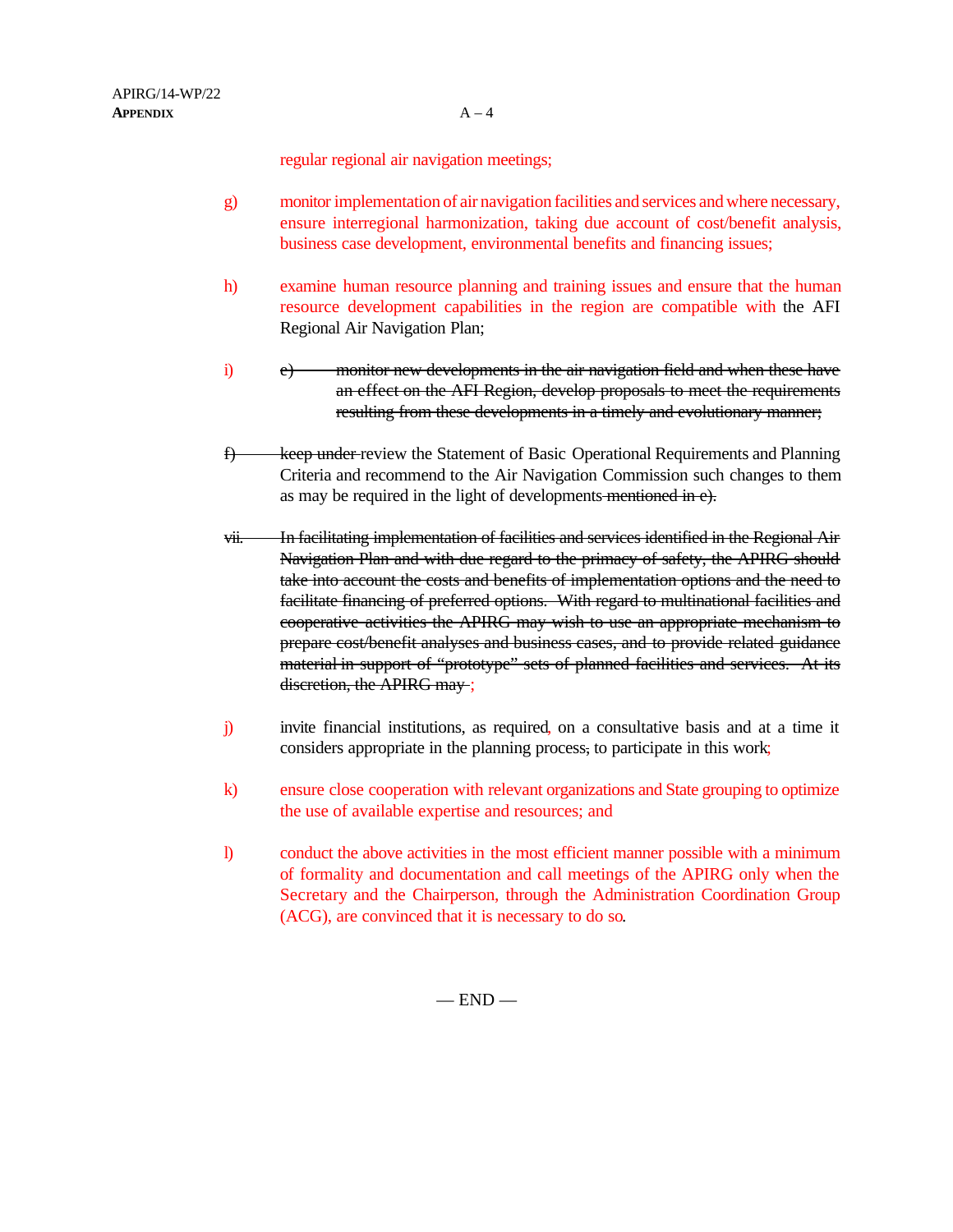regular regional air navigation meetings;

g) monitor implementation of air navigation facilities and services and where necessary, ensure interregional harmonization, taking due account of cost/benefit analysis, business case development, environmental benefits and financing issues;

h) examine human resource planning and training issues and ensure that the human resource development capabilities in the region are compatible with the AFI Regional Air Navigation Plan;

i) ~~e) monitor new developments in the air navigation field and when these have an effect on the AFI Region, develop proposals to meet the requirements resulting from these developments in a timely and evolutionary manner;~~

~~f) keep under~~ review the Statement of Basic Operational Requirements and Planning Criteria and recommend to the Air Navigation Commission such changes to them as may be required in the light of developments~~ mentioned in e).~~

~~vii. In facilitating implementation of facilities and services identified in the Regional Air Navigation Plan and with due regard to the primacy of safety, the APIRG should take into account the costs and benefits of implementation options and the need to facilitate financing of preferred options. With regard to multinational facilities and cooperative activities the APIRG may wish to use an appropriate mechanism to prepare cost/benefit analyses and business cases, and to provide related guidance material in support of "prototype" sets of planned facilities and services. At its discretion, the APIRG may~~ ;

j) invite financial institutions, as required, on a consultative basis and at a time it considers appropriate in the planning process~~,~~ to participate in this work;

k) ensure close cooperation with relevant organizations and State grouping to optimize the use of available expertise and resources; and

l) conduct the above activities in the most efficient manner possible with a minimum of formality and documentation and call meetings of the APIRG only when the Secretary and the Chairperson, through the Administration Coordination Group (ACG), are convinced that it is necessary to do so.

— END —